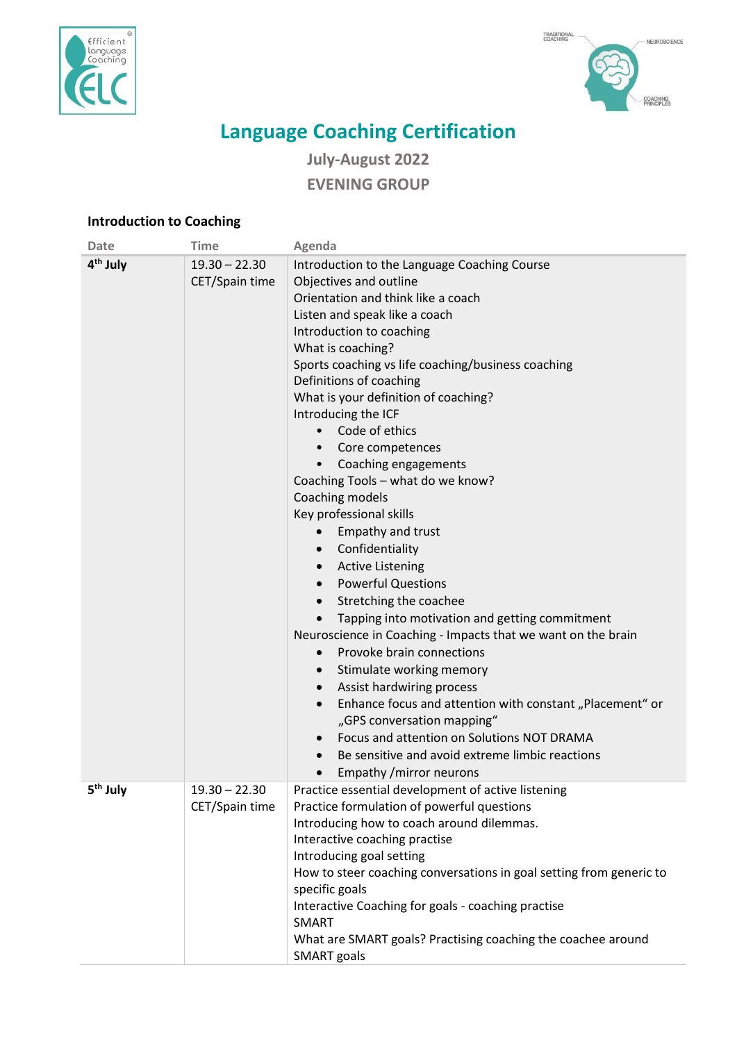# Language Coaching Certification

**July-August 2022**

**EVENING GROUP**

## Introduction to Coaching

| Date | Time | Agenda |
|---|---|---|
| **4th July** | 19.30 – 22.30 CET/Spain time | Introduction to the Language Coaching Course<br>Objectives and outline<br>Orientation and think like a coach<br>Listen and speak like a coach<br>Introduction to coaching<br>What is coaching?<br>Sports coaching vs life coaching/business coaching<br>Definitions of coaching<br>What is your definition of coaching?<br>Introducing the ICF<br>• Code of ethics<br>• Core competences<br>• Coaching engagements<br>Coaching Tools – what do we know?<br>Coaching models<br>Key professional skills<br>• Empathy and trust<br>• Confidentiality<br>• Active Listening<br>• Powerful Questions<br>• Stretching the coachee<br>• Tapping into motivation and getting commitment<br>Neuroscience in Coaching - Impacts that we want on the brain<br>• Provoke brain connections<br>• Stimulate working memory<br>• Assist hardwiring process<br>• Enhance focus and attention with constant „Placement" or „GPS conversation mapping"<br>• Focus and attention on Solutions NOT DRAMA<br>• Be sensitive and avoid extreme limbic reactions<br>• Empathy /mirror neurons |
| **5th July** | 19.30 – 22.30 CET/Spain time | Practice essential development of active listening<br>Practice formulation of powerful questions<br>Introducing how to coach around dilemmas.<br>Interactive coaching practise<br>Introducing goal setting<br>How to steer coaching conversations in goal setting from generic to specific goals<br>Interactive Coaching for goals - coaching practise<br>SMART<br>What are SMART goals? Practising coaching the coachee around SMART goals |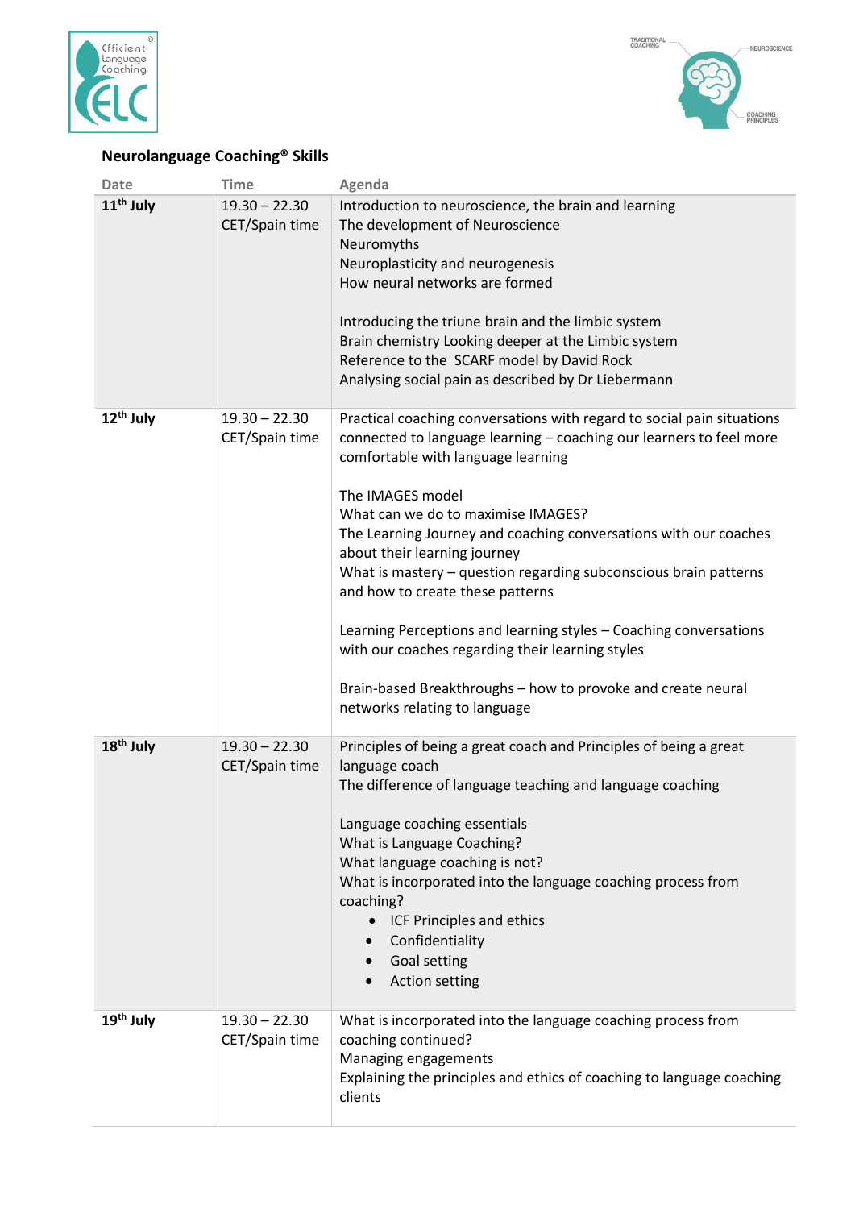## Neurolanguage Coaching® Skills

| Date | Time | Agenda |
|---|---|---|
| **11th July** | 19.30 – 22.30 CET/Spain time | Introduction to neuroscience, the brain and learning<br>The development of Neuroscience<br>Neuromyths<br>Neuroplasticity and neurogenesis<br>How neural networks are formed<br><br>Introducing the triune brain and the limbic system<br>Brain chemistry Looking deeper at the Limbic system<br>Reference to the SCARF model by David Rock<br>Analysing social pain as described by Dr Liebermann |
| **12th July** | 19.30 – 22.30 CET/Spain time | Practical coaching conversations with regard to social pain situations connected to language learning – coaching our learners to feel more comfortable with language learning<br><br>The IMAGES model<br>What can we do to maximise IMAGES?<br>The Learning Journey and coaching conversations with our coaches about their learning journey<br>What is mastery – question regarding subconscious brain patterns and how to create these patterns<br><br>Learning Perceptions and learning styles – Coaching conversations with our coaches regarding their learning styles<br><br>Brain-based Breakthroughs – how to provoke and create neural networks relating to language |
| **18th July** | 19.30 – 22.30 CET/Spain time | Principles of being a great coach and Principles of being a great language coach<br>The difference of language teaching and language coaching<br><br>Language coaching essentials<br>What is Language Coaching?<br>What language coaching is not?<br>What is incorporated into the language coaching process from coaching?<br>• ICF Principles and ethics<br>• Confidentiality<br>• Goal setting<br>• Action setting |
| **19th July** | 19.30 – 22.30 CET/Spain time | What is incorporated into the language coaching process from coaching continued?<br>Managing engagements<br>Explaining the principles and ethics of coaching to language coaching clients |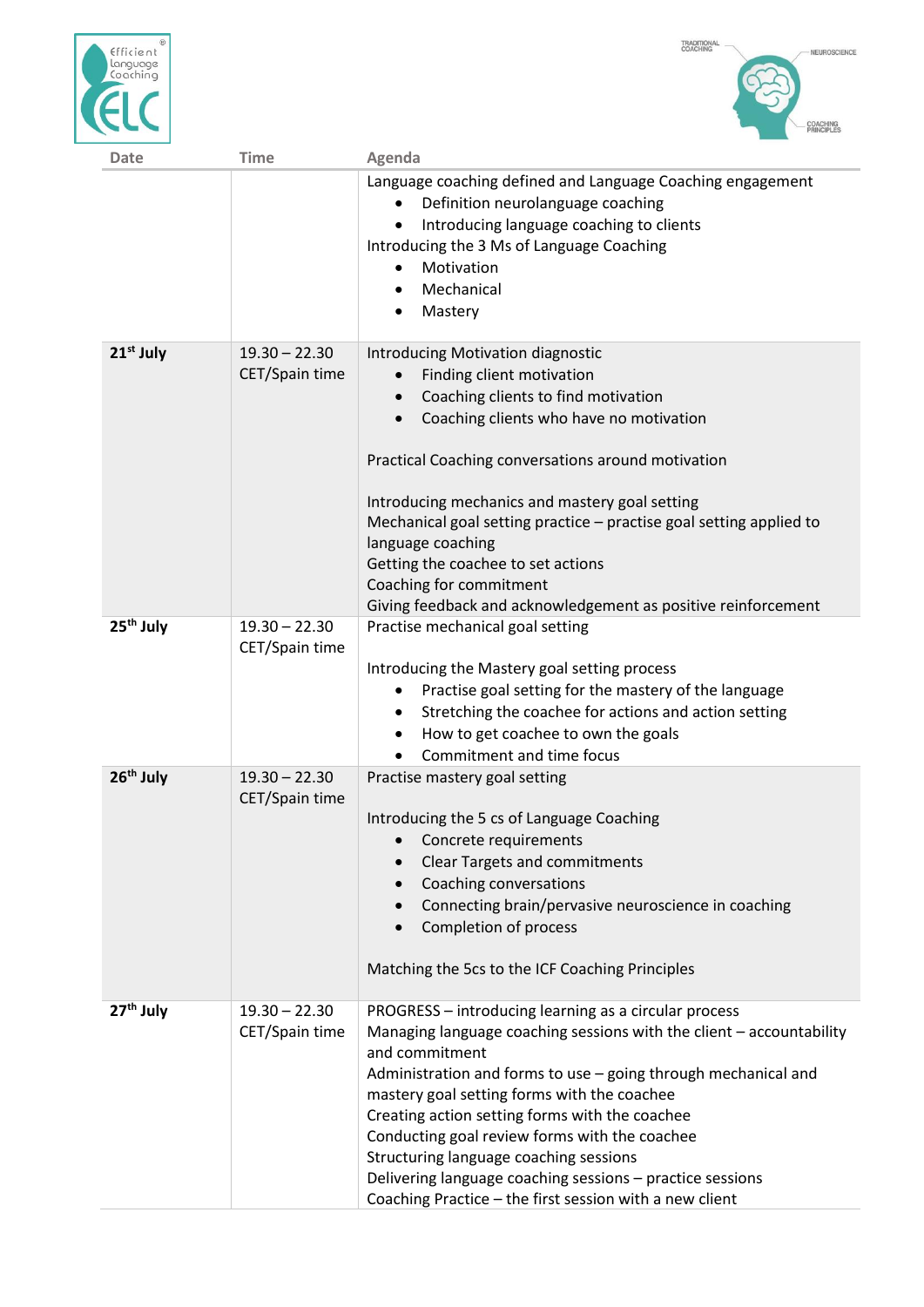| Date | Time | Agenda |
|---|---|---|
| | | Language coaching defined and Language Coaching engagement<br>• Definition neurolanguage coaching<br>• Introducing language coaching to clients<br>Introducing the 3 Ms of Language Coaching<br>• Motivation<br>• Mechanical<br>• Mastery |
| **21st July** | 19.30 – 22.30 CET/Spain time | Introducing Motivation diagnostic<br>• Finding client motivation<br>• Coaching clients to find motivation<br>• Coaching clients who have no motivation<br><br>Practical Coaching conversations around motivation<br><br>Introducing mechanics and mastery goal setting<br>Mechanical goal setting practice – practise goal setting applied to language coaching<br>Getting the coachee to set actions<br>Coaching for commitment<br>Giving feedback and acknowledgement as positive reinforcement |
| **25th July** | 19.30 – 22.30 CET/Spain time | Practise mechanical goal setting<br><br>Introducing the Mastery goal setting process<br>• Practise goal setting for the mastery of the language<br>• Stretching the coachee for actions and action setting<br>• How to get coachee to own the goals<br>• Commitment and time focus |
| **26th July** | 19.30 – 22.30 CET/Spain time | Practise mastery goal setting<br><br>Introducing the 5 cs of Language Coaching<br>• Concrete requirements<br>• Clear Targets and commitments<br>• Coaching conversations<br>• Connecting brain/pervasive neuroscience in coaching<br>• Completion of process<br><br>Matching the 5cs to the ICF Coaching Principles |
| **27th July** | 19.30 – 22.30 CET/Spain time | PROGRESS – introducing learning as a circular process<br>Managing language coaching sessions with the client – accountability and commitment<br>Administration and forms to use – going through mechanical and mastery goal setting forms with the coachee<br>Creating action setting forms with the coachee<br>Conducting goal review forms with the coachee<br>Structuring language coaching sessions<br>Delivering language coaching sessions – practice sessions<br>Coaching Practice – the first session with a new client |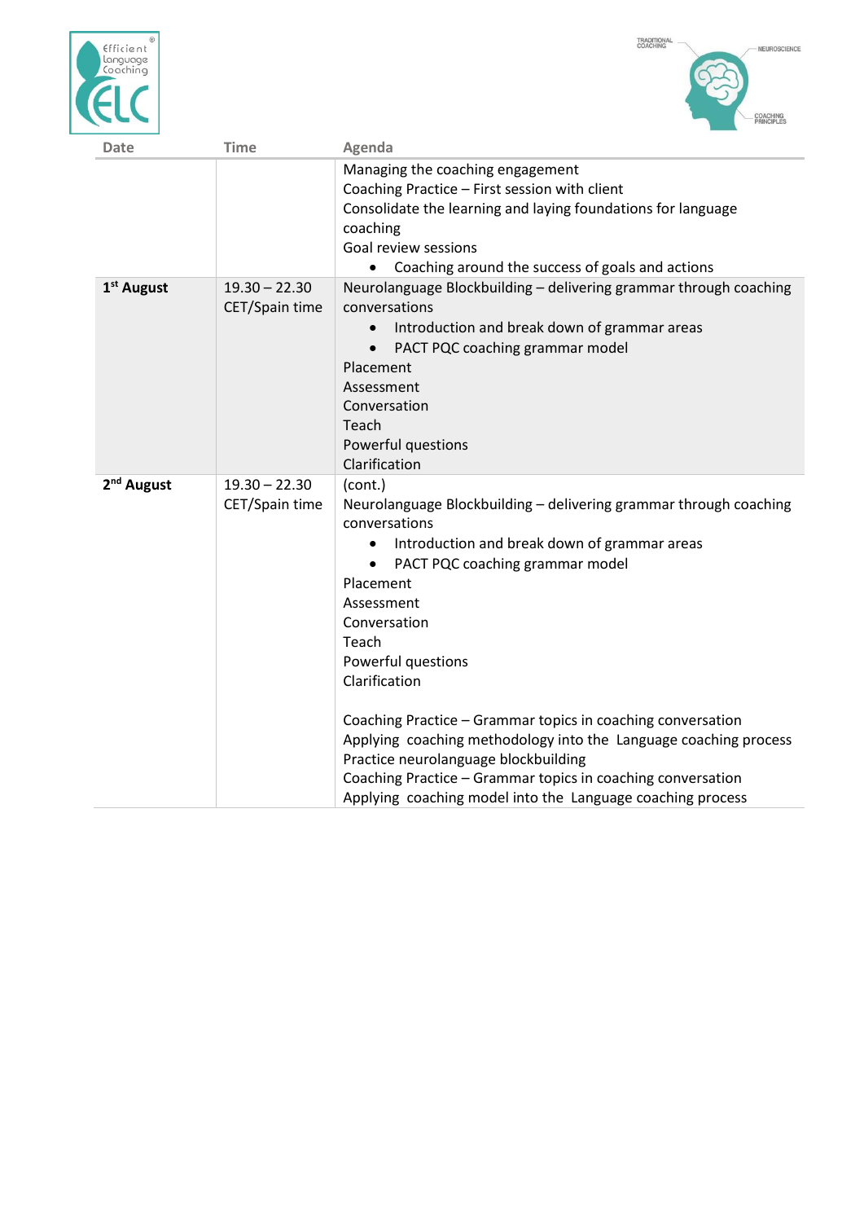| Date | Time | Agenda |
|---|---|---|
| | | Managing the coaching engagement<br>Coaching Practice – First session with client<br>Consolidate the learning and laying foundations for language coaching<br>Goal review sessions<br>• Coaching around the success of goals and actions |
| **1st August** | 19.30 – 22.30 CET/Spain time | Neurolanguage Blockbuilding – delivering grammar through coaching conversations<br>• Introduction and break down of grammar areas<br>• PACT PQC coaching grammar model<br>Placement<br>Assessment<br>Conversation<br>Teach<br>Powerful questions<br>Clarification |
| **2nd August** | 19.30 – 22.30 CET/Spain time | (cont.)<br>Neurolanguage Blockbuilding – delivering grammar through coaching conversations<br>• Introduction and break down of grammar areas<br>• PACT PQC coaching grammar model<br>Placement<br>Assessment<br>Conversation<br>Teach<br>Powerful questions<br>Clarification<br><br>Coaching Practice – Grammar topics in coaching conversation<br>Applying coaching methodology into the Language coaching process<br>Practice neurolanguage blockbuilding<br>Coaching Practice – Grammar topics in coaching conversation<br>Applying coaching model into the Language coaching process |